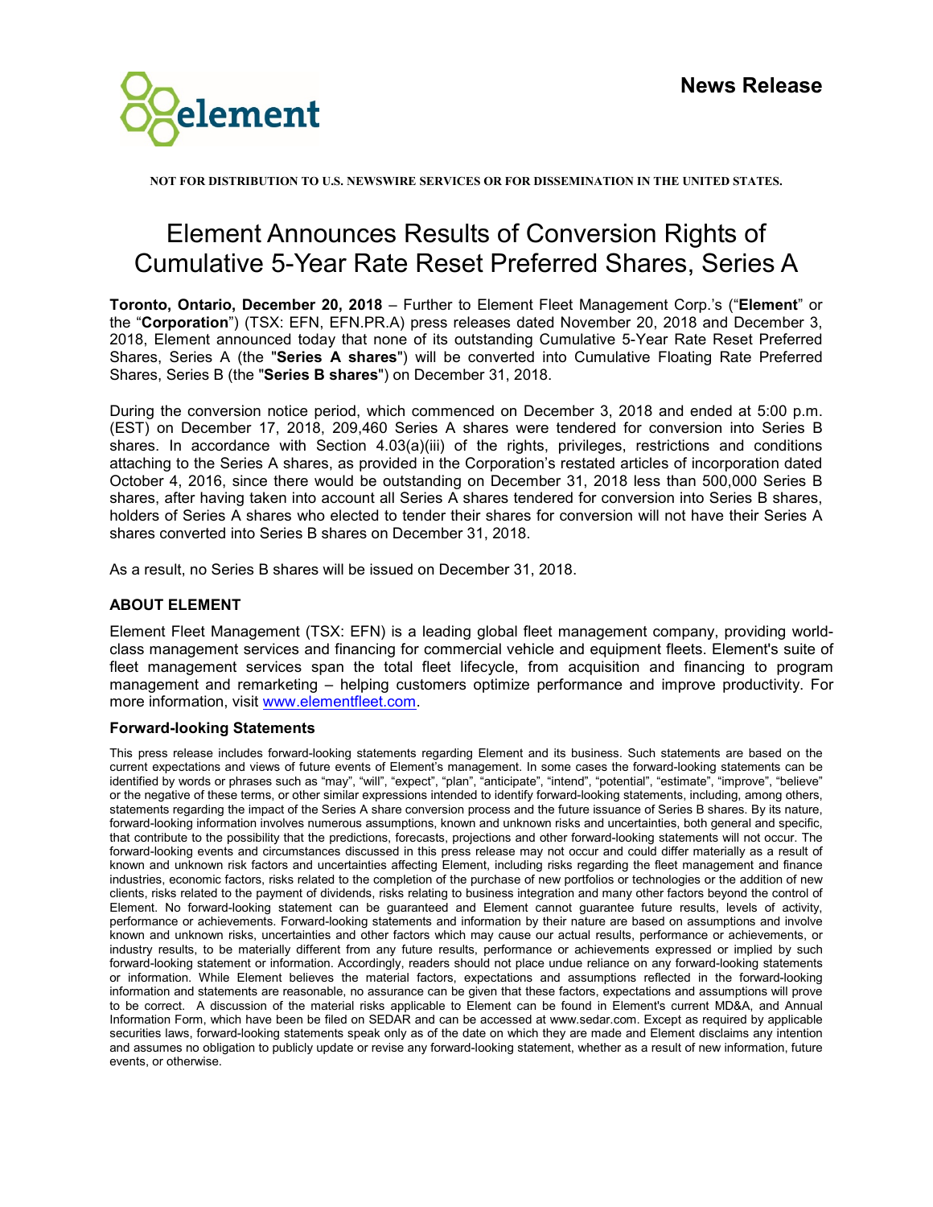**News Release**

NOT FOR DISTRIBUTION TO U.S. NEWSWIRE SERVICES OR FOR DISSEMINATION IN THE UNITED STATES.

# Element Announces Results of Conversion Rights of Cumulative 5-Year Rate Reset Preferred Shares, Series A

**Toronto, Ontario, December 20, 2018** – Further to Element Fleet Management Corp.'s ("**Element**" or the "**Corporation**") (TSX: EFN, EFN.PR.A) press releases dated November 20, 2018 and December 3, 2018, Element announced today that none of its outstanding Cumulative 5-Year Rate Reset Preferred Shares, Series A (the "**Series A shares**") will be converted into Cumulative Floating Rate Preferred Shares, Series B (the "**Series B shares**") on December 31, 2018.

During the conversion notice period, which commenced on December 3, 2018 and ended at 5:00 p.m. (EST) on December 17, 2018, 209,460 Series A shares were tendered for conversion into Series B shares. In accordance with Section 4.03(a)(iii) of the rights, privileges, restrictions and conditions attaching to the Series A shares, as provided in the Corporation's restated articles of incorporation dated October 4, 2016, since there would be outstanding on December 31, 2018 less than 500,000 Series B shares, after having taken into account all Series A shares tendered for conversion into Series B shares, holders of Series A shares who elected to tender their shares for conversion will not have their Series A shares converted into Series B shares on December 31, 2018.

As a result, no Series B shares will be issued on December 31, 2018.

## ABOUT ELEMENT

Element Fleet Management (TSX: EFN) is a leading global fleet management company, providing world-class management services and financing for commercial vehicle and equipment fleets. Element's suite of fleet management services span the total fleet lifecycle, from acquisition and financing to program management and remarketing – helping customers optimize performance and improve productivity. For more information, visit www.elementfleet.com.

### Forward-looking Statements

This press release includes forward-looking statements regarding Element and its business. Such statements are based on the current expectations and views of future events of Element's management. In some cases the forward-looking statements can be identified by words or phrases such as "may", "will", "expect", "plan", "anticipate", "intend", "potential", "estimate", "improve", "believe" or the negative of these terms, or other similar expressions intended to identify forward-looking statements, including, among others, statements regarding the impact of the Series A share conversion process and the future issuance of Series B shares. By its nature, forward-looking information involves numerous assumptions, known and unknown risks and uncertainties, both general and specific, that contribute to the possibility that the predictions, forecasts, projections and other forward-looking statements will not occur. The forward-looking events and circumstances discussed in this press release may not occur and could differ materially as a result of known and unknown risk factors and uncertainties affecting Element, including risks regarding the fleet management and finance industries, economic factors, risks related to the completion of the purchase of new portfolios or technologies or the addition of new clients, risks related to the payment of dividends, risks relating to business integration and many other factors beyond the control of Element. No forward-looking statement can be guaranteed and Element cannot guarantee future results, levels of activity, performance or achievements. Forward-looking statements and information by their nature are based on assumptions and involve known and unknown risks, uncertainties and other factors which may cause our actual results, performance or achievements, or industry results, to be materially different from any future results, performance or achievements expressed or implied by such forward-looking statement or information. Accordingly, readers should not place undue reliance on any forward-looking statements or information. While Element believes the material factors, expectations and assumptions reflected in the forward-looking information and statements are reasonable, no assurance can be given that these factors, expectations and assumptions will prove to be correct. A discussion of the material risks applicable to Element can be found in Element's current MD&A, and Annual Information Form, which have been be filed on SEDAR and can be accessed at www.sedar.com. Except as required by applicable securities laws, forward-looking statements speak only as of the date on which they are made and Element disclaims any intention and assumes no obligation to publicly update or revise any forward-looking statement, whether as a result of new information, future events, or otherwise.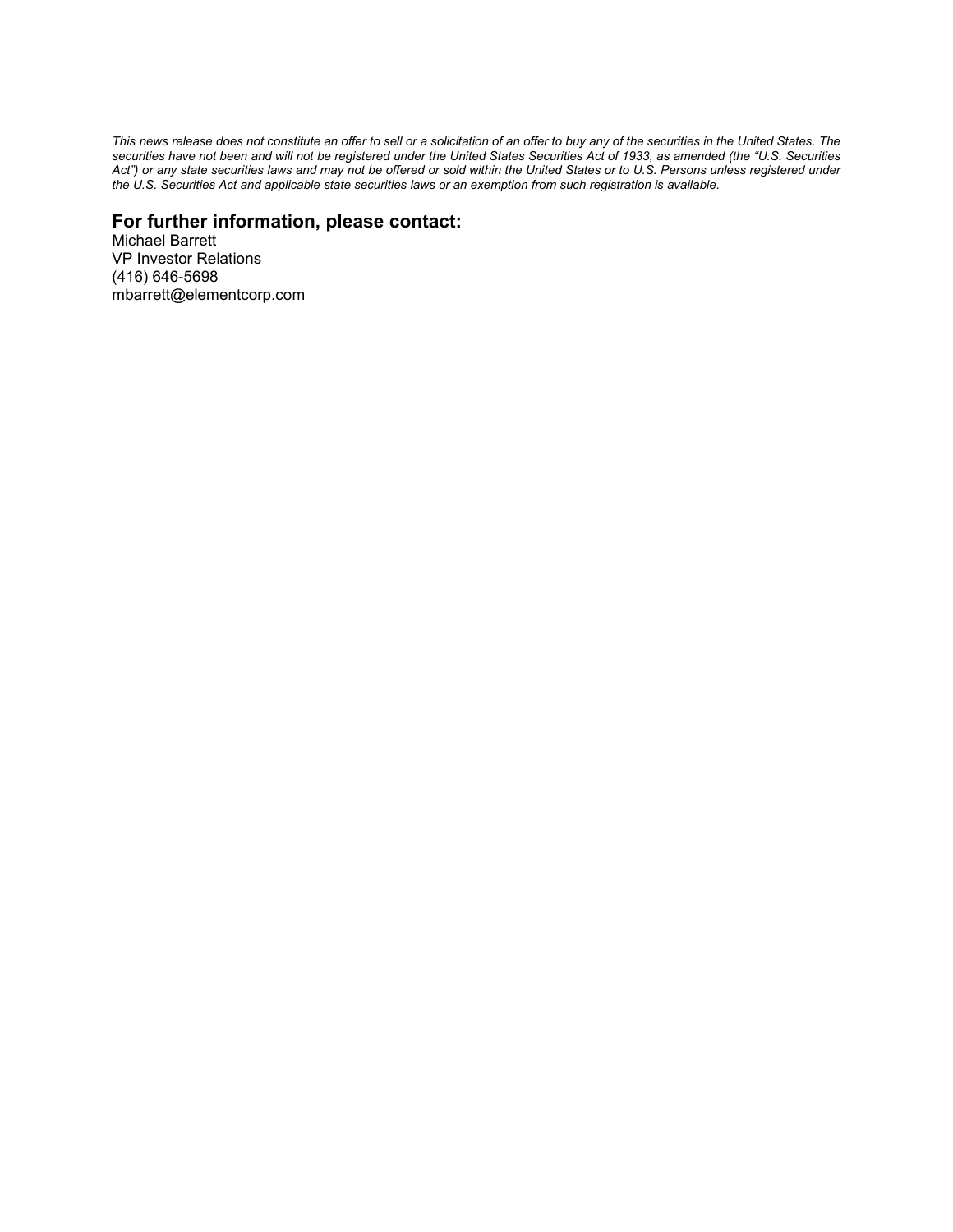*This news release does not constitute an offer to sell or a solicitation of an offer to buy any of the securities in the United States. The securities have not been and will not be registered under the United States Securities Act of 1933, as amended (the "U.S. Securities Act") or any state securities laws and may not be offered or sold within the United States or to U.S. Persons unless registered under the U.S. Securities Act and applicable state securities laws or an exemption from such registration is available.*

## For further information, please contact:

Michael Barrett
VP Investor Relations
(416) 646-5698
mbarrett@elementcorp.com